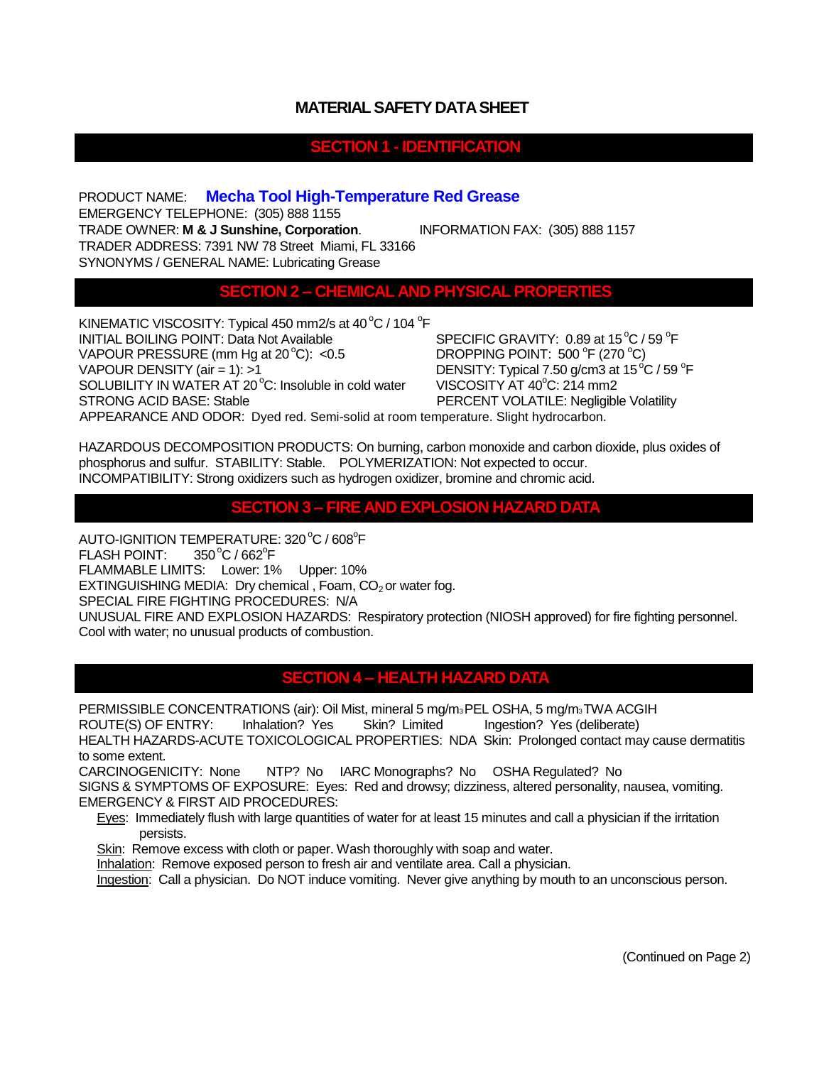# MATERIAL SAFETY DATA SHEET

## SECTION 1 - IDENTIFICATION

PRODUCT NAME: **Mecha Tool High-Temperature Red Grease**

EMERGENCY TELEPHONE: (305) 888 1155

TRADE OWNER: **M & J Sunshine, Corporation**. INFORMATION FAX: (305) 888 1157

TRADER ADDRESS: 7391 NW 78 Street Miami, FL 33166

SYNONYMS / GENERAL NAME: Lubricating Grease

## SECTION 2 – CHEMICAL AND PHYSICAL PROPERTIES

KINEMATIC VISCOSITY: Typical 450 mm2/s at 40 °C / 104 °F

INITIAL BOILING POINT: Data Not Available

VAPOUR PRESSURE (mm Hg at 20 °C): <0.5

VAPOUR DENSITY (air = 1): >1

SOLUBILITY IN WATER AT 20 °C: Insoluble in cold water

STRONG ACID BASE: Stable

SPECIFIC GRAVITY: 0.89 at 15 °C / 59 °F

DROPPING POINT: 500 °F (270 °C)

DENSITY: Typical 7.50 g/cm3 at 15 °C / 59 °F

VISCOSITY AT 40°C: 214 mm2

PERCENT VOLATILE: Negligible Volatility

APPEARANCE AND ODOR: Dyed red. Semi-solid at room temperature. Slight hydrocarbon.

HAZARDOUS DECOMPOSITION PRODUCTS: On burning, carbon monoxide and carbon dioxide, plus oxides of phosphorus and sulfur. STABILITY: Stable. POLYMERIZATION: Not expected to occur.

INCOMPATIBILITY: Strong oxidizers such as hydrogen oxidizer, bromine and chromic acid.

## SECTION 3 – FIRE AND EXPLOSION HAZARD DATA

AUTO-IGNITION TEMPERATURE: 320 °C / 608°F

FLASH POINT: 350 °C / 662°F

FLAMMABLE LIMITS: Lower: 1% Upper: 10%

EXTINGUISHING MEDIA: Dry chemical , Foam, $CO_2$ or water fog.

SPECIAL FIRE FIGHTING PROCEDURES: N/A

UNUSUAL FIRE AND EXPLOSION HAZARDS: Respiratory protection (NIOSH approved) for fire fighting personnel. Cool with water; no unusual products of combustion.

## SECTION 4 – HEALTH HAZARD DATA

PERMISSIBLE CONCENTRATIONS (air): Oil Mist, mineral 5 mg/$m_3$ PEL OSHA, 5 mg/$m_3$ TWA ACGIH

ROUTE(S) OF ENTRY: Inhalation? Yes Skin? Limited Ingestion? Yes (deliberate)

HEALTH HAZARDS-ACUTE TOXICOLOGICAL PROPERTIES: NDA Skin: Prolonged contact may cause dermatitis to some extent.

CARCINOGENICITY: None NTP? No IARC Monographs? No OSHA Regulated? No

SIGNS & SYMPTOMS OF EXPOSURE: Eyes: Red and drowsy; dizziness, altered personality, nausea, vomiting.

EMERGENCY & FIRST AID PROCEDURES:

Eyes: Immediately flush with large quantities of water for at least 15 minutes and call a physician if the irritation persists.

Skin: Remove excess with cloth or paper. Wash thoroughly with soap and water.

Inhalation: Remove exposed person to fresh air and ventilate area. Call a physician.

Ingestion: Call a physician. Do NOT induce vomiting. Never give anything by mouth to an unconscious person.

(Continued on Page 2)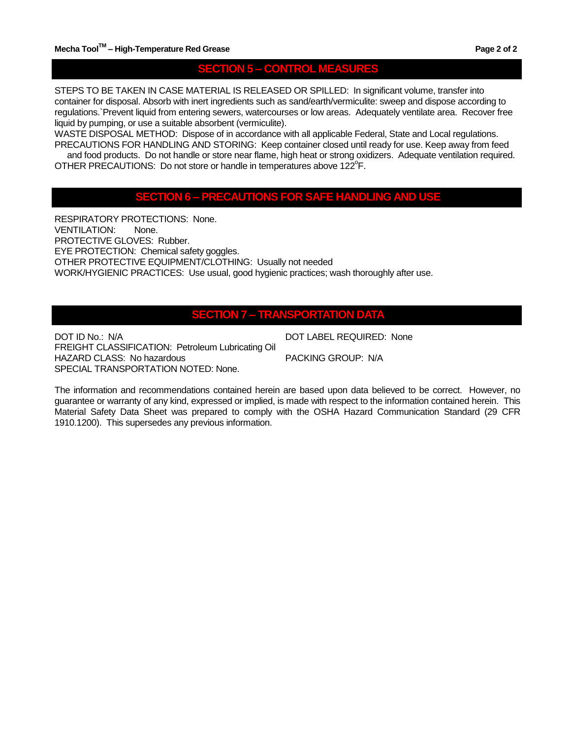## SECTION 5 – CONTROL MEASURES

STEPS TO BE TAKEN IN CASE MATERIAL IS RELEASED OR SPILLED: In significant volume, transfer into container for disposal. Absorb with inert ingredients such as sand/earth/vermiculite: sweep and dispose according to regulations.`Prevent liquid from entering sewers, watercourses or low areas. Adequately ventilate area. Recover free liquid by pumping, or use a suitable absorbent (vermiculite).

WASTE DISPOSAL METHOD: Dispose of in accordance with all applicable Federal, State and Local regulations.

PRECAUTIONS FOR HANDLING AND STORING: Keep container closed until ready for use. Keep away from feed and food products. Do not handle or store near flame, high heat or strong oxidizers. Adequate ventilation required.

OTHER PRECAUTIONS: Do not store or handle in temperatures above 122°F.

## SECTION 6 – PRECAUTIONS FOR SAFE HANDLING AND USE

RESPIRATORY PROTECTIONS: None.
VENTILATION: None.
PROTECTIVE GLOVES: Rubber.
EYE PROTECTION: Chemical safety goggles.
OTHER PROTECTIVE EQUIPMENT/CLOTHING: Usually not needed
WORK/HYGIENIC PRACTICES: Use usual, good hygienic practices; wash thoroughly after use.

## SECTION 7 – TRANSPORTATION DATA

DOT ID No.: N/A
DOT LABEL REQUIRED: None
FREIGHT CLASSIFICATION: Petroleum Lubricating Oil
HAZARD CLASS: No hazardous
PACKING GROUP: N/A
SPECIAL TRANSPORTATION NOTED: None.

The information and recommendations contained herein are based upon data believed to be correct. However, no guarantee or warranty of any kind, expressed or implied, is made with respect to the information contained herein. This Material Safety Data Sheet was prepared to comply with the OSHA Hazard Communication Standard (29 CFR 1910.1200). This supersedes any previous information.